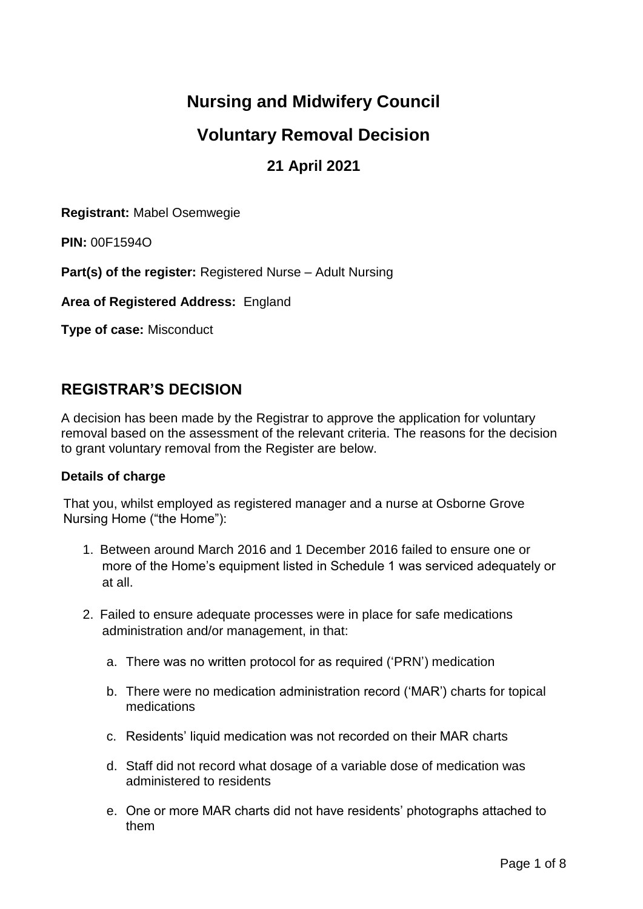# Nursing and Midwifery Council

# Voluntary Removal Decision

## 21 April 2021

**Registrant:** Mabel Osemwegie

**PIN:** 00F1594O

**Part(s) of the register:** Registered Nurse – Adult Nursing

**Area of Registered Address:** England

**Type of case:** Misconduct

## REGISTRAR'S DECISION

A decision has been made by the Registrar to approve the application for voluntary removal based on the assessment of the relevant criteria. The reasons for the decision to grant voluntary removal from the Register are below.

**Details of charge**

That you, whilst employed as registered manager and a nurse at Osborne Grove Nursing Home ("the Home"):

1. Between around March 2016 and 1 December 2016 failed to ensure one or more of the Home's equipment listed in Schedule 1 was serviced adequately or at all.

2. Failed to ensure adequate processes were in place for safe medications administration and/or management, in that:

   a. There was no written protocol for as required ('PRN') medication

   b. There were no medication administration record ('MAR') charts for topical medications

   c. Residents' liquid medication was not recorded on their MAR charts

   d. Staff did not record what dosage of a variable dose of medication was administered to residents

   e. One or more MAR charts did not have residents' photographs attached to them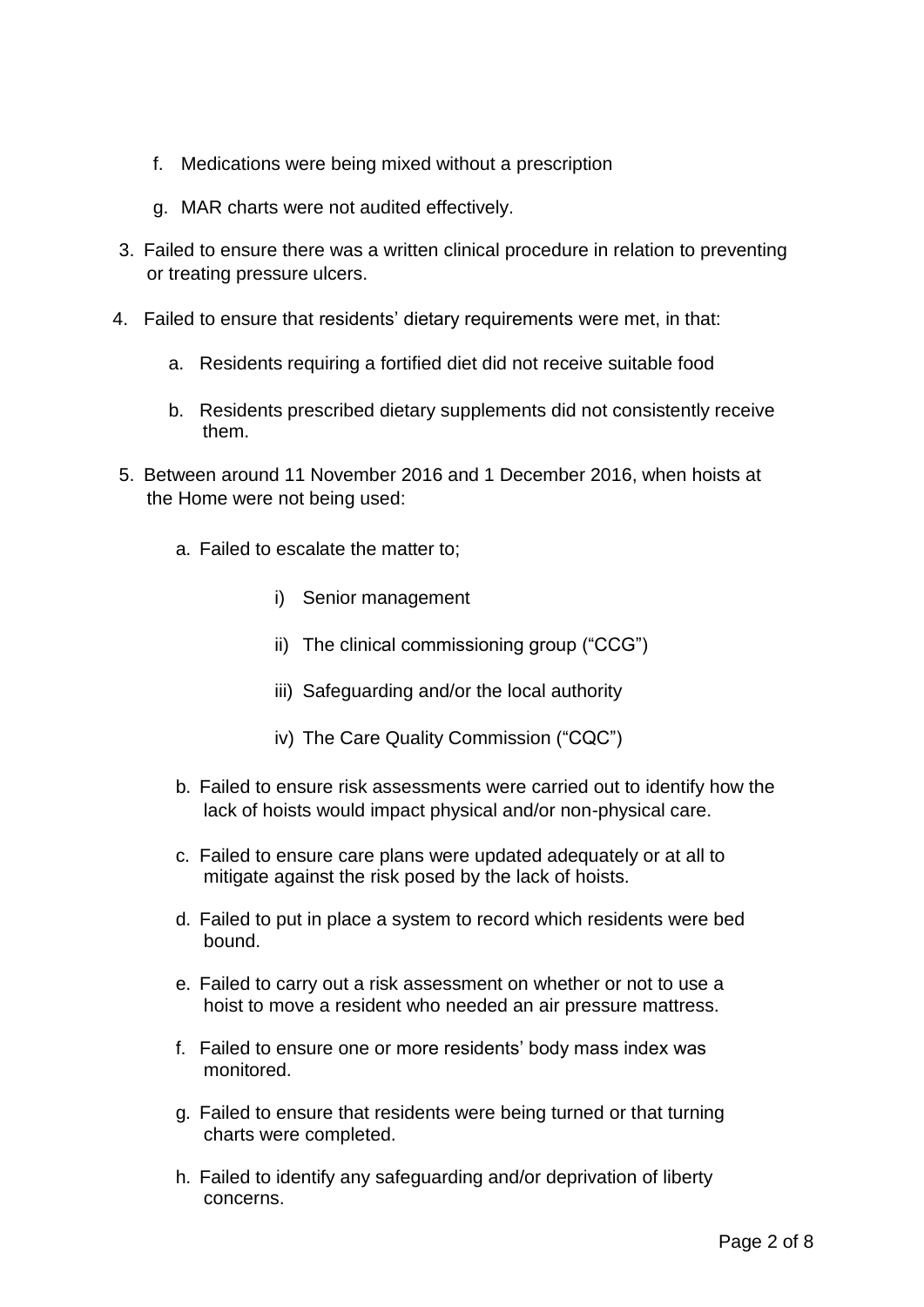f. Medications were being mixed without a prescription

g. MAR charts were not audited effectively.

3. Failed to ensure there was a written clinical procedure in relation to preventing or treating pressure ulcers.

4. Failed to ensure that residents' dietary requirements were met, in that:

   a. Residents requiring a fortified diet did not receive suitable food

   b. Residents prescribed dietary supplements did not consistently receive them.

5. Between around 11 November 2016 and 1 December 2016, when hoists at the Home were not being used:

   a. Failed to escalate the matter to;

      i) Senior management

      ii) The clinical commissioning group ("CCG")

      iii) Safeguarding and/or the local authority

      iv) The Care Quality Commission ("CQC")

   b. Failed to ensure risk assessments were carried out to identify how the lack of hoists would impact physical and/or non-physical care.

   c. Failed to ensure care plans were updated adequately or at all to mitigate against the risk posed by the lack of hoists.

   d. Failed to put in place a system to record which residents were bed bound.

   e. Failed to carry out a risk assessment on whether or not to use a hoist to move a resident who needed an air pressure mattress.

   f. Failed to ensure one or more residents' body mass index was monitored.

   g. Failed to ensure that residents were being turned or that turning charts were completed.

   h. Failed to identify any safeguarding and/or deprivation of liberty concerns.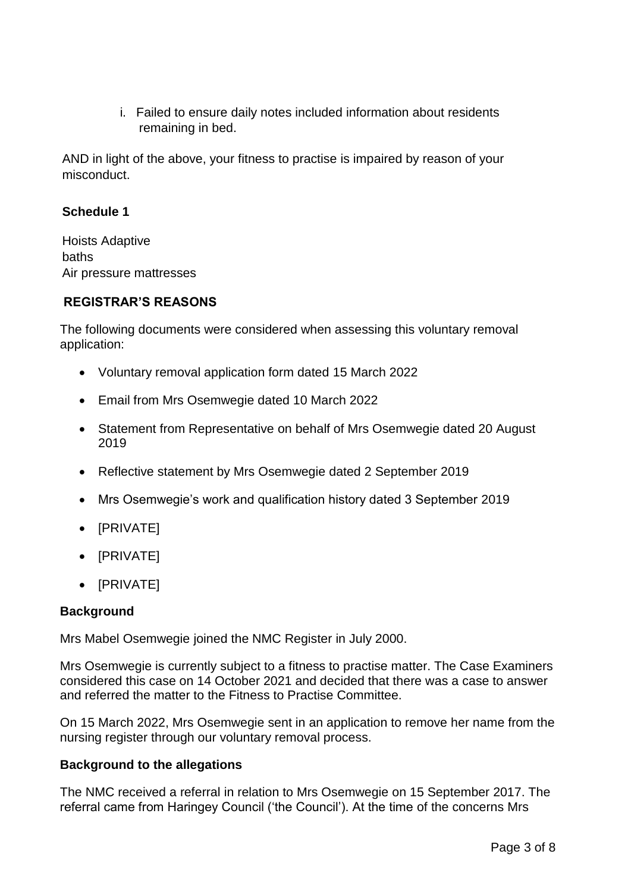i. Failed to ensure daily notes included information about residents remaining in bed.

AND in light of the above, your fitness to practise is impaired by reason of your misconduct.

**Schedule 1**

Hoists Adaptive
baths
Air pressure mattresses

**REGISTRAR'S REASONS**

The following documents were considered when assessing this voluntary removal application:

- Voluntary removal application form dated 15 March 2022
- Email from Mrs Osemwegie dated 10 March 2022
- Statement from Representative on behalf of Mrs Osemwegie dated 20 August 2019
- Reflective statement by Mrs Osemwegie dated 2 September 2019
- Mrs Osemwegie's work and qualification history dated 3 September 2019
- [PRIVATE]
- [PRIVATE]
- [PRIVATE]

**Background**

Mrs Mabel Osemwegie joined the NMC Register in July 2000.

Mrs Osemwegie is currently subject to a fitness to practise matter. The Case Examiners considered this case on 14 October 2021 and decided that there was a case to answer and referred the matter to the Fitness to Practise Committee.

On 15 March 2022, Mrs Osemwegie sent in an application to remove her name from the nursing register through our voluntary removal process.

**Background to the allegations**

The NMC received a referral in relation to Mrs Osemwegie on 15 September 2017. The referral came from Haringey Council ('the Council'). At the time of the concerns Mrs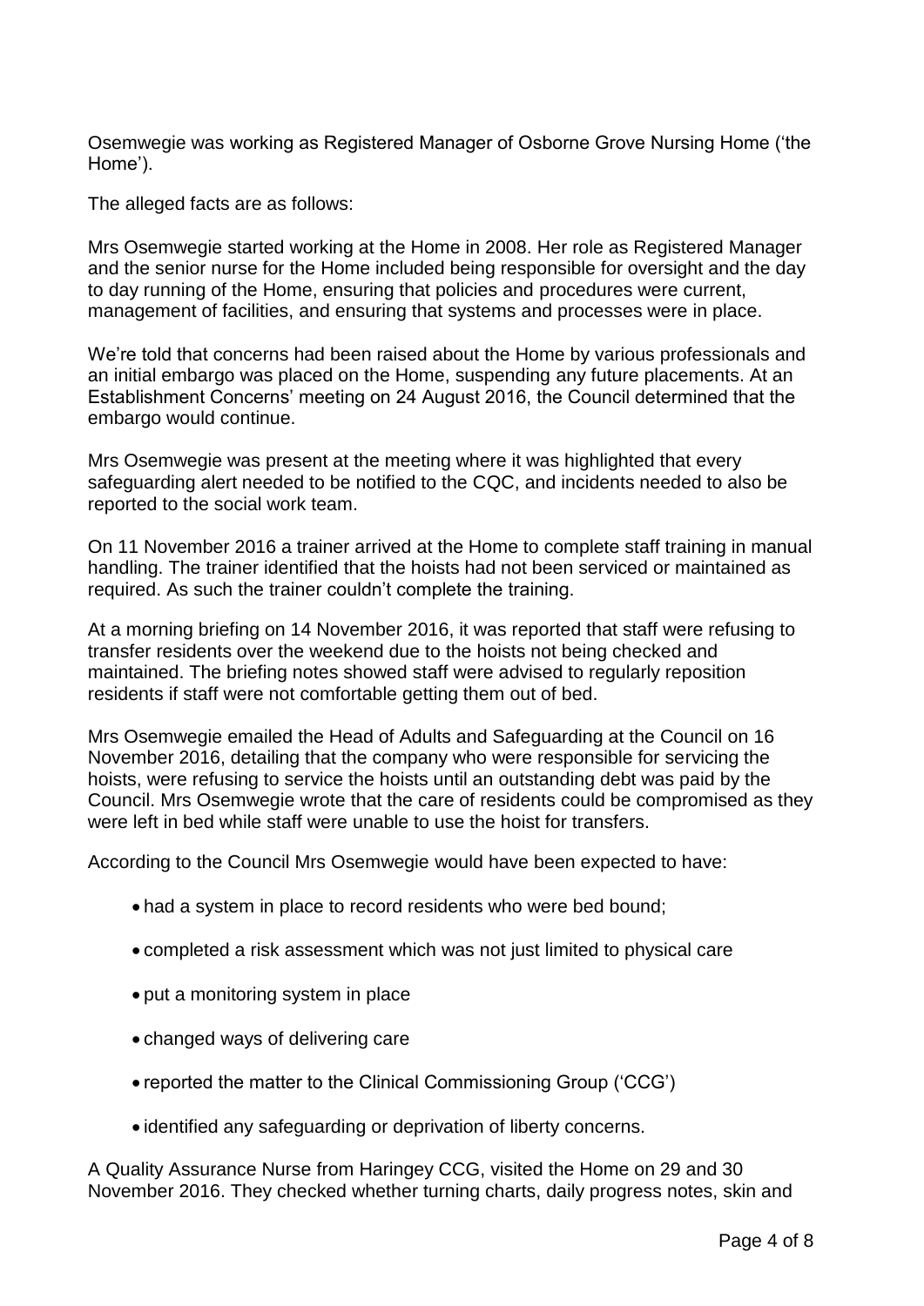Osemwegie was working as Registered Manager of Osborne Grove Nursing Home ('the Home').

The alleged facts are as follows:

Mrs Osemwegie started working at the Home in 2008. Her role as Registered Manager and the senior nurse for the Home included being responsible for oversight and the day to day running of the Home, ensuring that policies and procedures were current, management of facilities, and ensuring that systems and processes were in place.

We're told that concerns had been raised about the Home by various professionals and an initial embargo was placed on the Home, suspending any future placements. At an Establishment Concerns' meeting on 24 August 2016, the Council determined that the embargo would continue.

Mrs Osemwegie was present at the meeting where it was highlighted that every safeguarding alert needed to be notified to the CQC, and incidents needed to also be reported to the social work team.

On 11 November 2016 a trainer arrived at the Home to complete staff training in manual handling. The trainer identified that the hoists had not been serviced or maintained as required. As such the trainer couldn't complete the training.

At a morning briefing on 14 November 2016, it was reported that staff were refusing to transfer residents over the weekend due to the hoists not being checked and maintained. The briefing notes showed staff were advised to regularly reposition residents if staff were not comfortable getting them out of bed.

Mrs Osemwegie emailed the Head of Adults and Safeguarding at the Council on 16 November 2016, detailing that the company who were responsible for servicing the hoists, were refusing to service the hoists until an outstanding debt was paid by the Council. Mrs Osemwegie wrote that the care of residents could be compromised as they were left in bed while staff were unable to use the hoist for transfers.

According to the Council Mrs Osemwegie would have been expected to have:

- had a system in place to record residents who were bed bound;
- completed a risk assessment which was not just limited to physical care
- put a monitoring system in place
- changed ways of delivering care
- reported the matter to the Clinical Commissioning Group ('CCG')
- identified any safeguarding or deprivation of liberty concerns.

A Quality Assurance Nurse from Haringey CCG, visited the Home on 29 and 30 November 2016. They checked whether turning charts, daily progress notes, skin and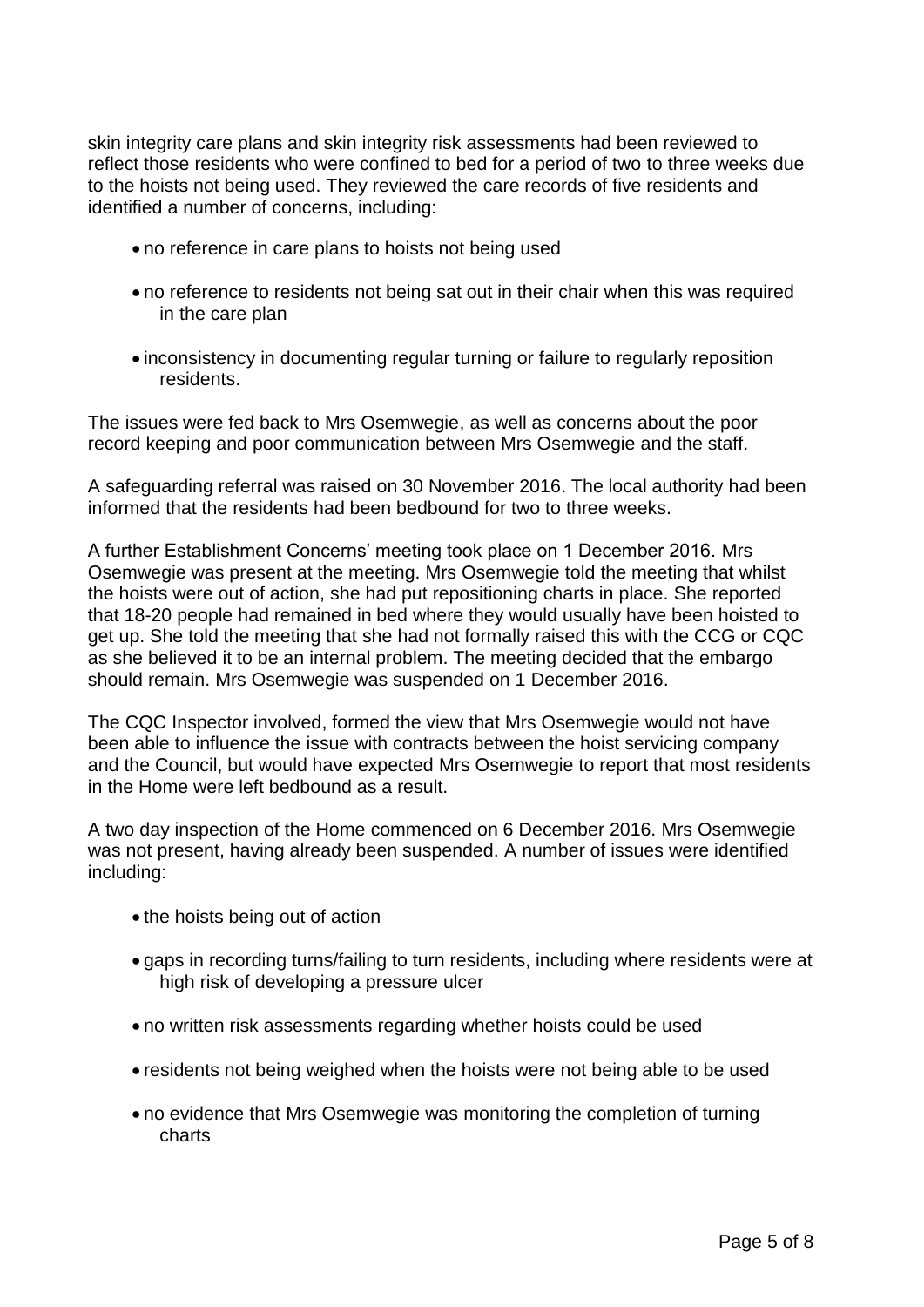skin integrity care plans and skin integrity risk assessments had been reviewed to reflect those residents who were confined to bed for a period of two to three weeks due to the hoists not being used. They reviewed the care records of five residents and identified a number of concerns, including:

- no reference in care plans to hoists not being used
- no reference to residents not being sat out in their chair when this was required in the care plan
- inconsistency in documenting regular turning or failure to regularly reposition residents.

The issues were fed back to Mrs Osemwegie, as well as concerns about the poor record keeping and poor communication between Mrs Osemwegie and the staff.

A safeguarding referral was raised on 30 November 2016. The local authority had been informed that the residents had been bedbound for two to three weeks.

A further Establishment Concerns' meeting took place on 1 December 2016. Mrs Osemwegie was present at the meeting. Mrs Osemwegie told the meeting that whilst the hoists were out of action, she had put repositioning charts in place. She reported that 18-20 people had remained in bed where they would usually have been hoisted to get up. She told the meeting that she had not formally raised this with the CCG or CQC as she believed it to be an internal problem. The meeting decided that the embargo should remain. Mrs Osemwegie was suspended on 1 December 2016.

The CQC Inspector involved, formed the view that Mrs Osemwegie would not have been able to influence the issue with contracts between the hoist servicing company and the Council, but would have expected Mrs Osemwegie to report that most residents in the Home were left bedbound as a result.

A two day inspection of the Home commenced on 6 December 2016. Mrs Osemwegie was not present, having already been suspended. A number of issues were identified including:

- the hoists being out of action
- gaps in recording turns/failing to turn residents, including where residents were at high risk of developing a pressure ulcer
- no written risk assessments regarding whether hoists could be used
- residents not being weighed when the hoists were not being able to be used
- no evidence that Mrs Osemwegie was monitoring the completion of turning charts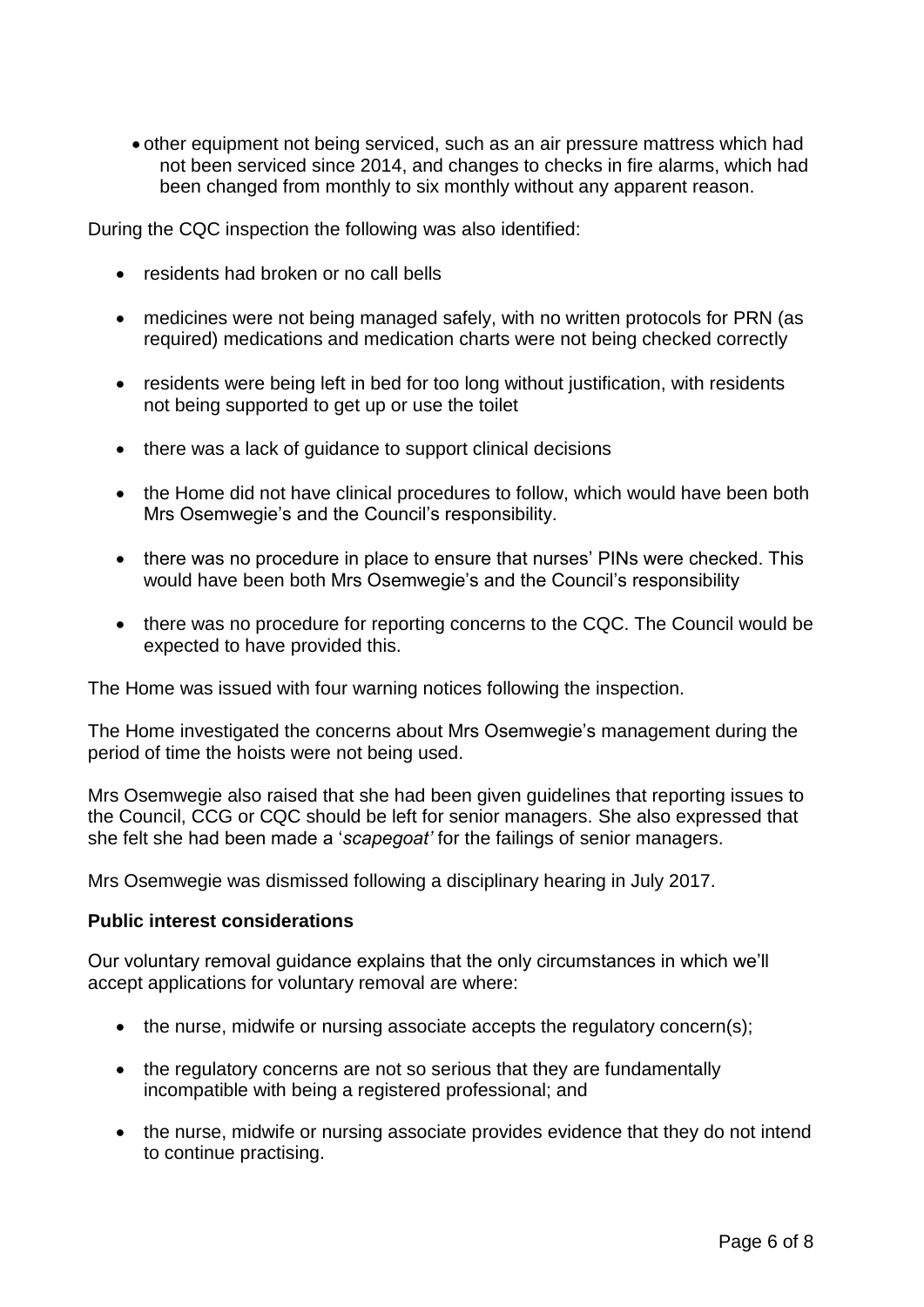- other equipment not being serviced, such as an air pressure mattress which had not been serviced since 2014, and changes to checks in fire alarms, which had been changed from monthly to six monthly without any apparent reason.

During the CQC inspection the following was also identified:

- residents had broken or no call bells
- medicines were not being managed safely, with no written protocols for PRN (as required) medications and medication charts were not being checked correctly
- residents were being left in bed for too long without justification, with residents not being supported to get up or use the toilet
- there was a lack of guidance to support clinical decisions
- the Home did not have clinical procedures to follow, which would have been both Mrs Osemwegie's and the Council's responsibility.
- there was no procedure in place to ensure that nurses' PINs were checked. This would have been both Mrs Osemwegie's and the Council's responsibility
- there was no procedure for reporting concerns to the CQC. The Council would be expected to have provided this.

The Home was issued with four warning notices following the inspection.

The Home investigated the concerns about Mrs Osemwegie's management during the period of time the hoists were not being used.

Mrs Osemwegie also raised that she had been given guidelines that reporting issues to the Council, CCG or CQC should be left for senior managers. She also expressed that she felt she had been made a '*scapegoat'* for the failings of senior managers.

Mrs Osemwegie was dismissed following a disciplinary hearing in July 2017.

**Public interest considerations**

Our voluntary removal guidance explains that the only circumstances in which we'll accept applications for voluntary removal are where:

- the nurse, midwife or nursing associate accepts the regulatory concern(s);
- the regulatory concerns are not so serious that they are fundamentally incompatible with being a registered professional; and
- the nurse, midwife or nursing associate provides evidence that they do not intend to continue practising.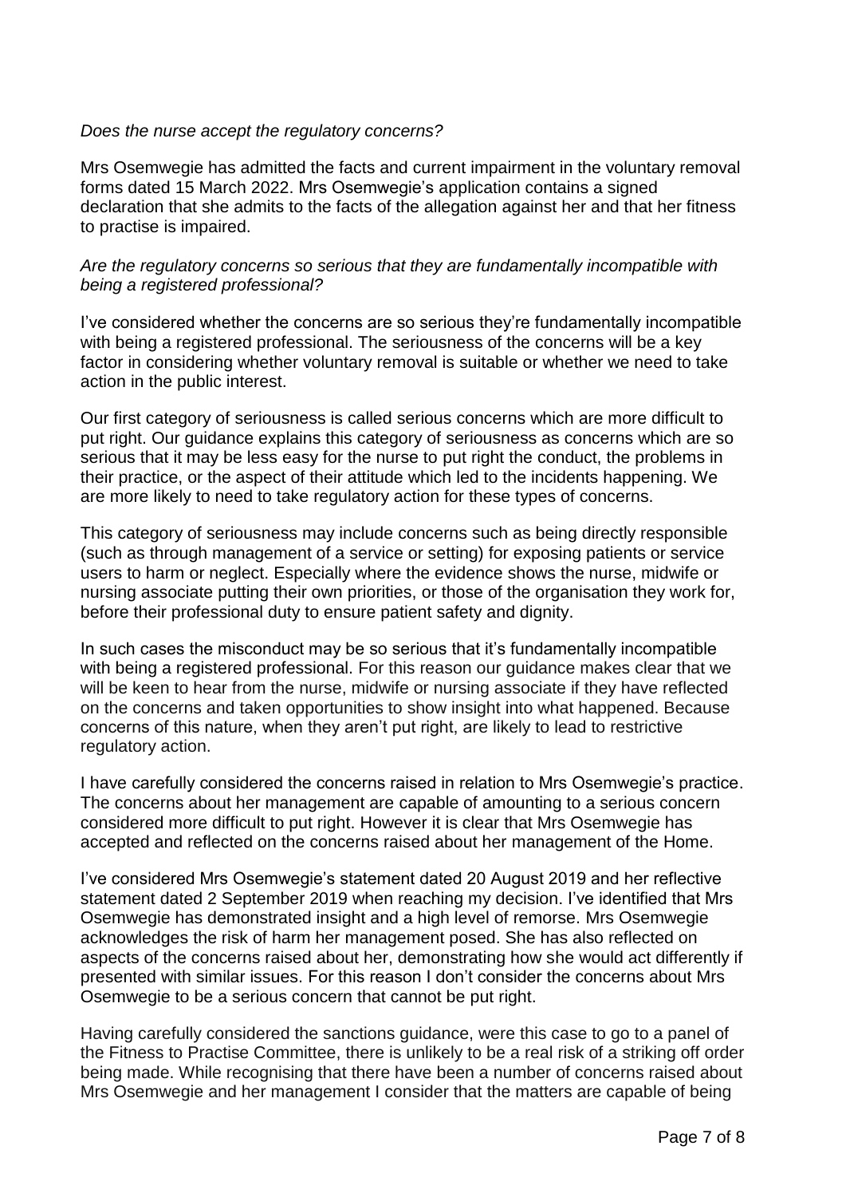*Does the nurse accept the regulatory concerns?*

Mrs Osemwegie has admitted the facts and current impairment in the voluntary removal forms dated 15 March 2022. Mrs Osemwegie's application contains a signed declaration that she admits to the facts of the allegation against her and that her fitness to practise is impaired.

*Are the regulatory concerns so serious that they are fundamentally incompatible with being a registered professional?*

I've considered whether the concerns are so serious they're fundamentally incompatible with being a registered professional. The seriousness of the concerns will be a key factor in considering whether voluntary removal is suitable or whether we need to take action in the public interest.

Our first category of seriousness is called serious concerns which are more difficult to put right. Our guidance explains this category of seriousness as concerns which are so serious that it may be less easy for the nurse to put right the conduct, the problems in their practice, or the aspect of their attitude which led to the incidents happening. We are more likely to need to take regulatory action for these types of concerns.

This category of seriousness may include concerns such as being directly responsible (such as through management of a service or setting) for exposing patients or service users to harm or neglect. Especially where the evidence shows the nurse, midwife or nursing associate putting their own priorities, or those of the organisation they work for, before their professional duty to ensure patient safety and dignity.

In such cases the misconduct may be so serious that it's fundamentally incompatible with being a registered professional. For this reason our guidance makes clear that we will be keen to hear from the nurse, midwife or nursing associate if they have reflected on the concerns and taken opportunities to show insight into what happened. Because concerns of this nature, when they aren't put right, are likely to lead to restrictive regulatory action.

I have carefully considered the concerns raised in relation to Mrs Osemwegie's practice. The concerns about her management are capable of amounting to a serious concern considered more difficult to put right. However it is clear that Mrs Osemwegie has accepted and reflected on the concerns raised about her management of the Home.

I've considered Mrs Osemwegie's statement dated 20 August 2019 and her reflective statement dated 2 September 2019 when reaching my decision. I've identified that Mrs Osemwegie has demonstrated insight and a high level of remorse. Mrs Osemwegie acknowledges the risk of harm her management posed. She has also reflected on aspects of the concerns raised about her, demonstrating how she would act differently if presented with similar issues. For this reason I don't consider the concerns about Mrs Osemwegie to be a serious concern that cannot be put right.

Having carefully considered the sanctions guidance, were this case to go to a panel of the Fitness to Practise Committee, there is unlikely to be a real risk of a striking off order being made. While recognising that there have been a number of concerns raised about Mrs Osemwegie and her management I consider that the matters are capable of being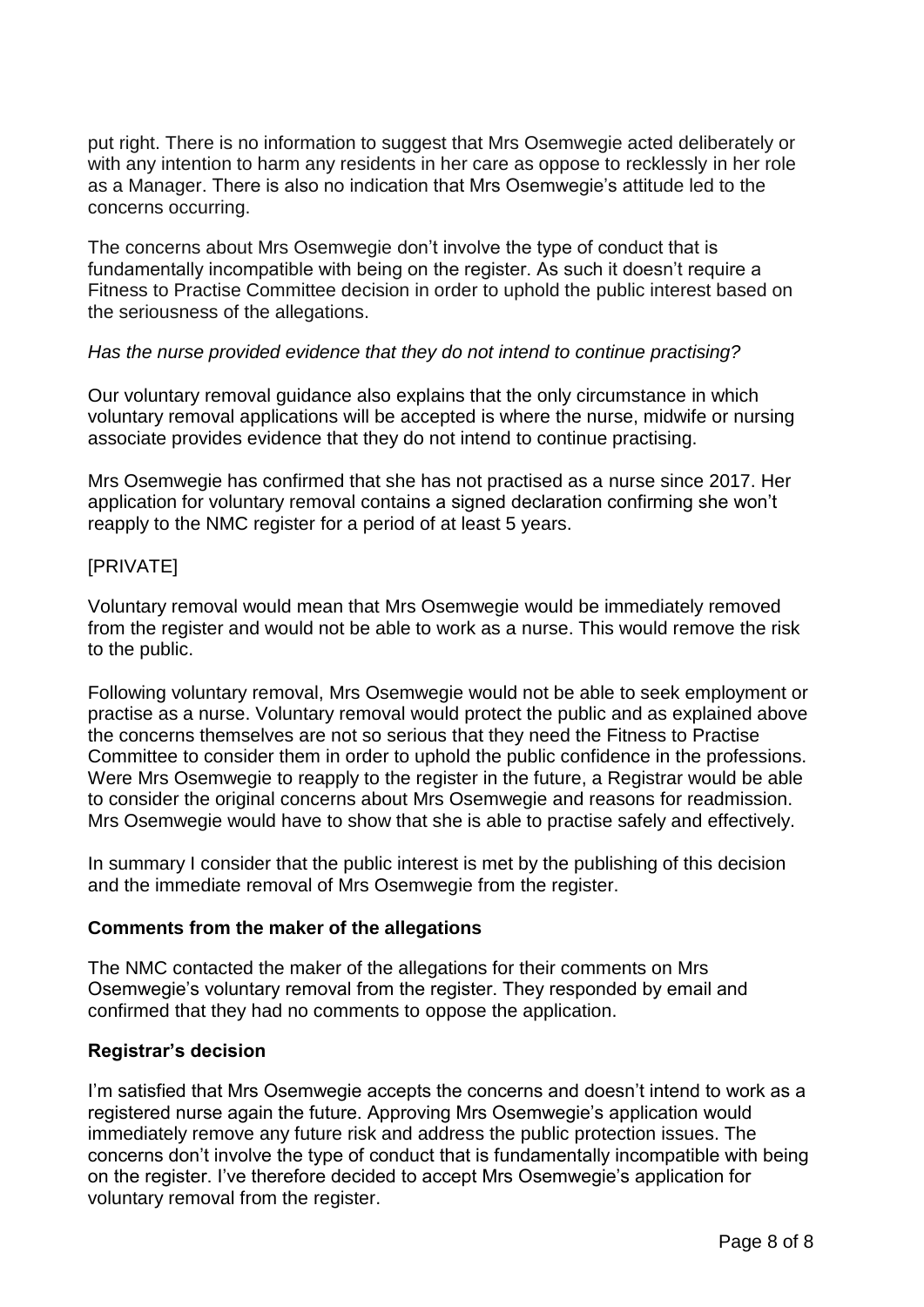put right. There is no information to suggest that Mrs Osemwegie acted deliberately or with any intention to harm any residents in her care as oppose to recklessly in her role as a Manager. There is also no indication that Mrs Osemwegie's attitude led to the concerns occurring.

The concerns about Mrs Osemwegie don't involve the type of conduct that is fundamentally incompatible with being on the register. As such it doesn't require a Fitness to Practise Committee decision in order to uphold the public interest based on the seriousness of the allegations.

*Has the nurse provided evidence that they do not intend to continue practising?*

Our voluntary removal guidance also explains that the only circumstance in which voluntary removal applications will be accepted is where the nurse, midwife or nursing associate provides evidence that they do not intend to continue practising.

Mrs Osemwegie has confirmed that she has not practised as a nurse since 2017. Her application for voluntary removal contains a signed declaration confirming she won't reapply to the NMC register for a period of at least 5 years.

[PRIVATE]

Voluntary removal would mean that Mrs Osemwegie would be immediately removed from the register and would not be able to work as a nurse. This would remove the risk to the public.

Following voluntary removal, Mrs Osemwegie would not be able to seek employment or practise as a nurse. Voluntary removal would protect the public and as explained above the concerns themselves are not so serious that they need the Fitness to Practise Committee to consider them in order to uphold the public confidence in the professions. Were Mrs Osemwegie to reapply to the register in the future, a Registrar would be able to consider the original concerns about Mrs Osemwegie and reasons for readmission. Mrs Osemwegie would have to show that she is able to practise safely and effectively.

In summary I consider that the public interest is met by the publishing of this decision and the immediate removal of Mrs Osemwegie from the register.

**Comments from the maker of the allegations**

The NMC contacted the maker of the allegations for their comments on Mrs Osemwegie's voluntary removal from the register. They responded by email and confirmed that they had no comments to oppose the application.

**Registrar's decision**

I'm satisfied that Mrs Osemwegie accepts the concerns and doesn't intend to work as a registered nurse again the future. Approving Mrs Osemwegie's application would immediately remove any future risk and address the public protection issues. The concerns don't involve the type of conduct that is fundamentally incompatible with being on the register. I've therefore decided to accept Mrs Osemwegie's application for voluntary removal from the register.